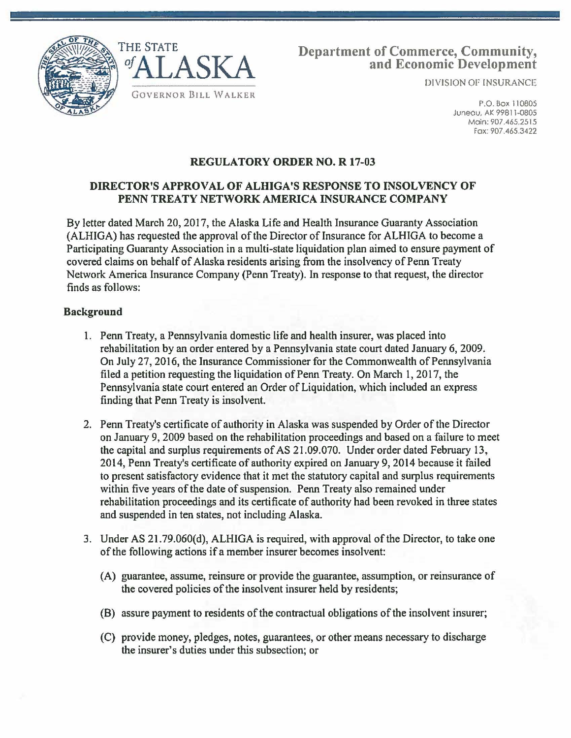THE STATE of ALASKA

GOVERNOR BILL WALKER

**Department of Commerce, Community, and Economic Development**

DIVISION OF INSURANCE

P.O. Box 110805
Juneau, AK 99811-0805
Main: 907.465.2515
Fax: 907.465.3422

## REGULATORY ORDER NO. R 17-03

## DIRECTOR'S APPROVAL OF ALHIGA'S RESPONSE TO INSOLVENCY OF PENN TREATY NETWORK AMERICA INSURANCE COMPANY

By letter dated March 20, 2017, the Alaska Life and Health Insurance Guaranty Association (ALHIGA) has requested the approval of the Director of Insurance for ALHIGA to become a Participating Guaranty Association in a multi-state liquidation plan aimed to ensure payment of covered claims on behalf of Alaska residents arising from the insolvency of Penn Treaty Network America Insurance Company (Penn Treaty). In response to that request, the director finds as follows:

**Background**

1. Penn Treaty, a Pennsylvania domestic life and health insurer, was placed into rehabilitation by an order entered by a Pennsylvania state court dated January 6, 2009. On July 27, 2016, the Insurance Commissioner for the Commonwealth of Pennsylvania filed a petition requesting the liquidation of Penn Treaty. On March 1, 2017, the Pennsylvania state court entered an Order of Liquidation, which included an express finding that Penn Treaty is insolvent.

2. Penn Treaty's certificate of authority in Alaska was suspended by Order of the Director on January 9, 2009 based on the rehabilitation proceedings and based on a failure to meet the capital and surplus requirements of AS 21.09.070. Under order dated February 13, 2014, Penn Treaty's certificate of authority expired on January 9, 2014 because it failed to present satisfactory evidence that it met the statutory capital and surplus requirements within five years of the date of suspension. Penn Treaty also remained under rehabilitation proceedings and its certificate of authority had been revoked in three states and suspended in ten states, not including Alaska.

3. Under AS 21.79.060(d), ALHIGA is required, with approval of the Director, to take one of the following actions if a member insurer becomes insolvent:

   (A) guarantee, assume, reinsure or provide the guarantee, assumption, or reinsurance of the covered policies of the insolvent insurer held by residents;

   (B) assure payment to residents of the contractual obligations of the insolvent insurer;

   (C) provide money, pledges, notes, guarantees, or other means necessary to discharge the insurer's duties under this subsection; or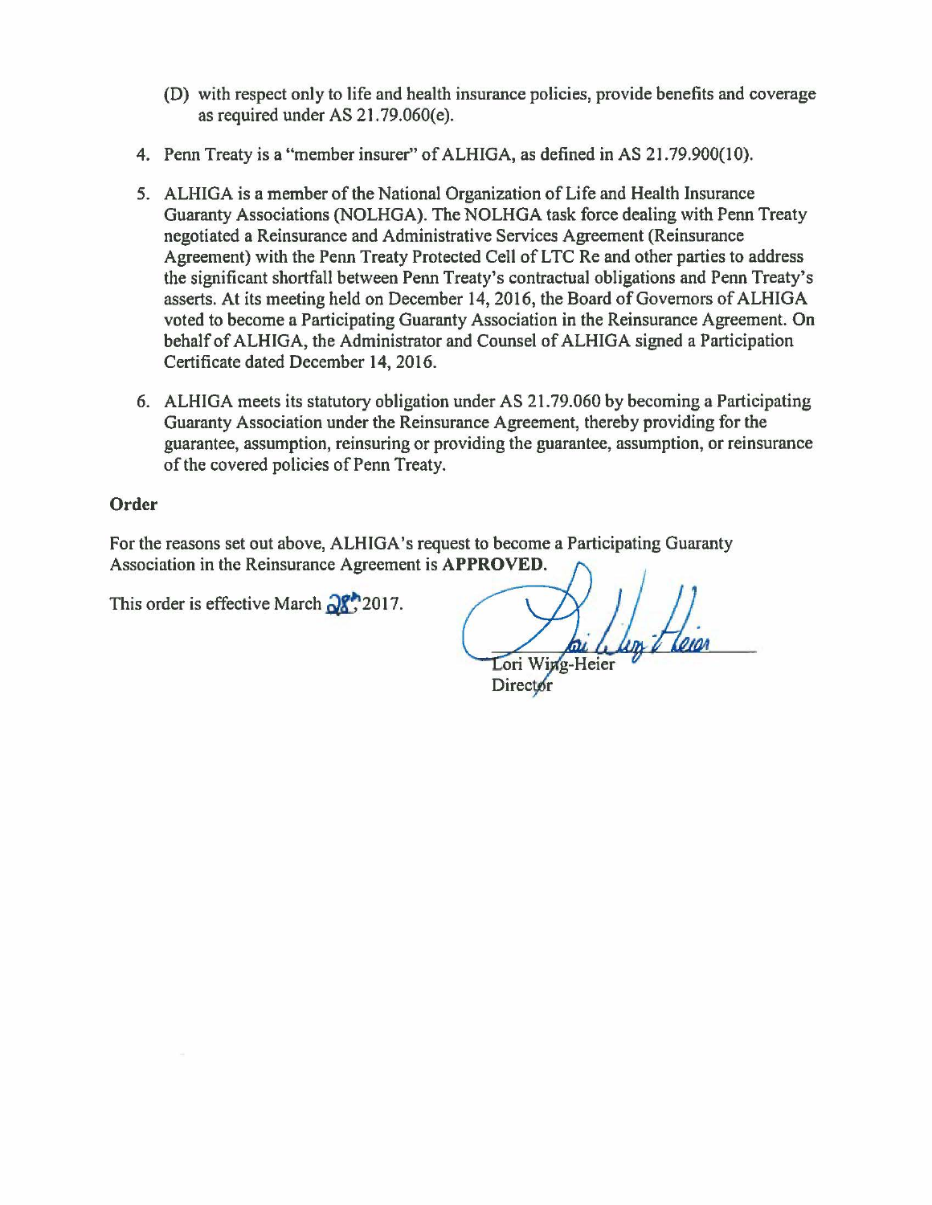(D) with respect only to life and health insurance policies, provide benefits and coverage as required under AS 21.79.060(e).

4. Penn Treaty is a "member insurer" of ALHIGA, as defined in AS 21.79.900(10).

5. ALHIGA is a member of the National Organization of Life and Health Insurance Guaranty Associations (NOLHGA). The NOLHGA task force dealing with Penn Treaty negotiated a Reinsurance and Administrative Services Agreement (Reinsurance Agreement) with the Penn Treaty Protected Cell of LTC Re and other parties to address the significant shortfall between Penn Treaty's contractual obligations and Penn Treaty's asserts. At its meeting held on December 14, 2016, the Board of Governors of ALHIGA voted to become a Participating Guaranty Association in the Reinsurance Agreement. On behalf of ALHIGA, the Administrator and Counsel of ALHIGA signed a Participation Certificate dated December 14, 2016.

6. ALHIGA meets its statutory obligation under AS 21.79.060 by becoming a Participating Guaranty Association under the Reinsurance Agreement, thereby providing for the guarantee, assumption, reinsuring or providing the guarantee, assumption, or reinsurance of the covered policies of Penn Treaty.

**Order**

For the reasons set out above, ALHIGA's request to become a Participating Guaranty Association in the Reinsurance Agreement is **APPROVED.**

This order is effective March 28th, 2017.

Lori Wing-Heier
Director